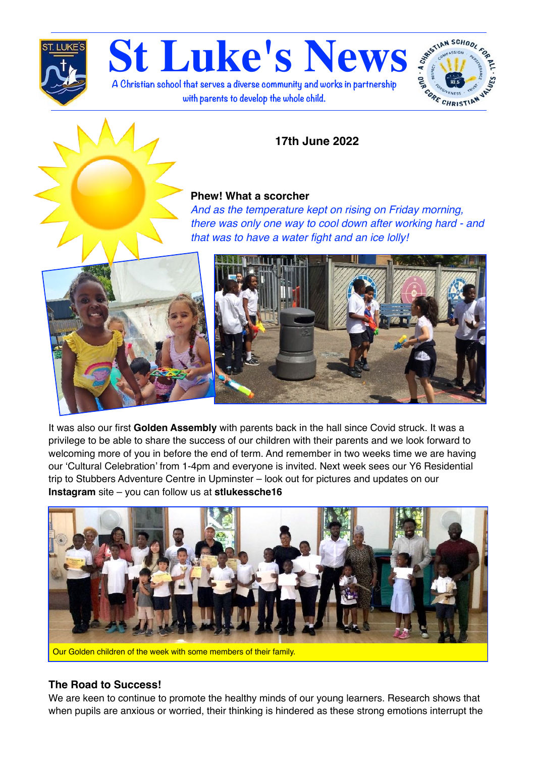# St Luke's News

A Christian school that serves a diverse community and works in partnership with parents to develop the whole child.

**17th June 2022**

**Phew! What a scorcher**

*And as the temperature kept on rising on Friday morning, there was only one way to cool down after working hard - and that was to have a water fight and an ice lolly!*

It was also our first **Golden Assembly** with parents back in the hall since Covid struck. It was a privilege to be able to share the success of our children with their parents and we look forward to welcoming more of you in before the end of term. And remember in two weeks time we are having our 'Cultural Celebration' from 1-4pm and everyone is invited. Next week sees our Y6 Residential trip to Stubbers Adventure Centre in Upminster – look out for pictures and updates on our **Instagram** site – you can follow us at **stlukessche16**

Our Golden children of the week with some members of their family.

### The Road to Success!

We are keen to continue to promote the healthy minds of our young learners. Research shows that when pupils are anxious or worried, their thinking is hindered as these strong emotions interrupt the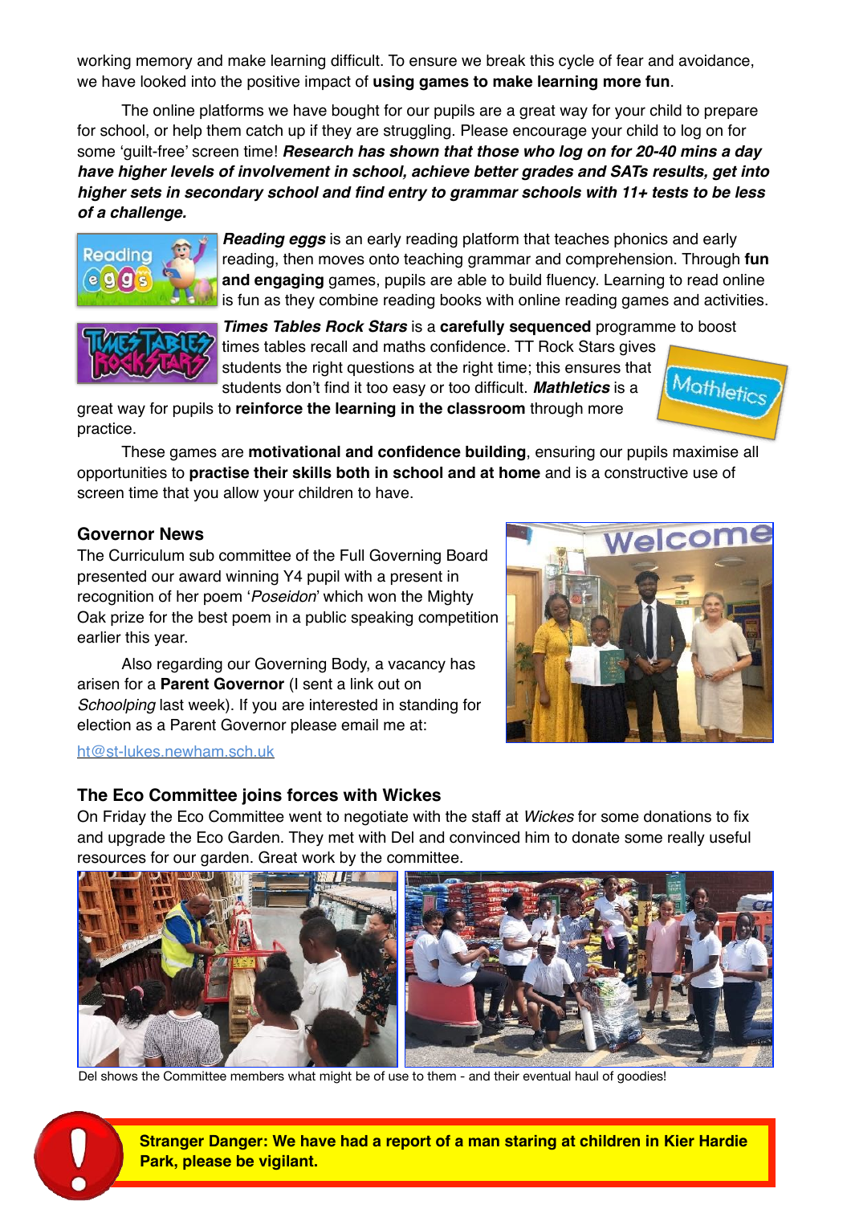working memory and make learning difficult. To ensure we break this cycle of fear and avoidance, we have looked into the positive impact of **using games to make learning more fun**.

The online platforms we have bought for our pupils are a great way for your child to prepare for school, or help them catch up if they are struggling. Please encourage your child to log on for some 'guilt-free' screen time! ***Research has shown that those who log on for 20-40 mins a day have higher levels of involvement in school, achieve better grades and SATs results, get into higher sets in secondary school and find entry to grammar schools with 11+ tests to be less of a challenge.***

***Reading eggs*** is an early reading platform that teaches phonics and early reading, then moves onto teaching grammar and comprehension. Through **fun and engaging** games, pupils are able to build fluency. Learning to read online is fun as they combine reading books with online reading games and activities.

***Times Tables Rock Stars*** is a **carefully sequenced** programme to boost times tables recall and maths confidence. TT Rock Stars gives students the right questions at the right time; this ensures that students don't find it too easy or too difficult. ***Mathletics*** is a great way for pupils to **reinforce the learning in the classroom** through more practice.

These games are **motivational and confidence building**, ensuring our pupils maximise all opportunities to **practise their skills both in school and at home** and is a constructive use of screen time that you allow your children to have.

### Governor News

The Curriculum sub committee of the Full Governing Board presented our award winning Y4 pupil with a present in recognition of her poem '*Poseidon*' which won the Mighty Oak prize for the best poem in a public speaking competition earlier this year.

Also regarding our Governing Body, a vacancy has arisen for a **Parent Governor** (I sent a link out on *Schoolping* last week). If you are interested in standing for election as a Parent Governor please email me at:

ht@st-lukes.newham.sch.uk

### The Eco Committee joins forces with Wickes

On Friday the Eco Committee went to negotiate with the staff at *Wickes* for some donations to fix and upgrade the Eco Garden. They met with Del and convinced him to donate some really useful resources for our garden. Great work by the committee.

Del shows the Committee members what might be of use to them - and their eventual haul of goodies!

**Stranger Danger: We have had a report of a man staring at children in Kier Hardie Park, please be vigilant.**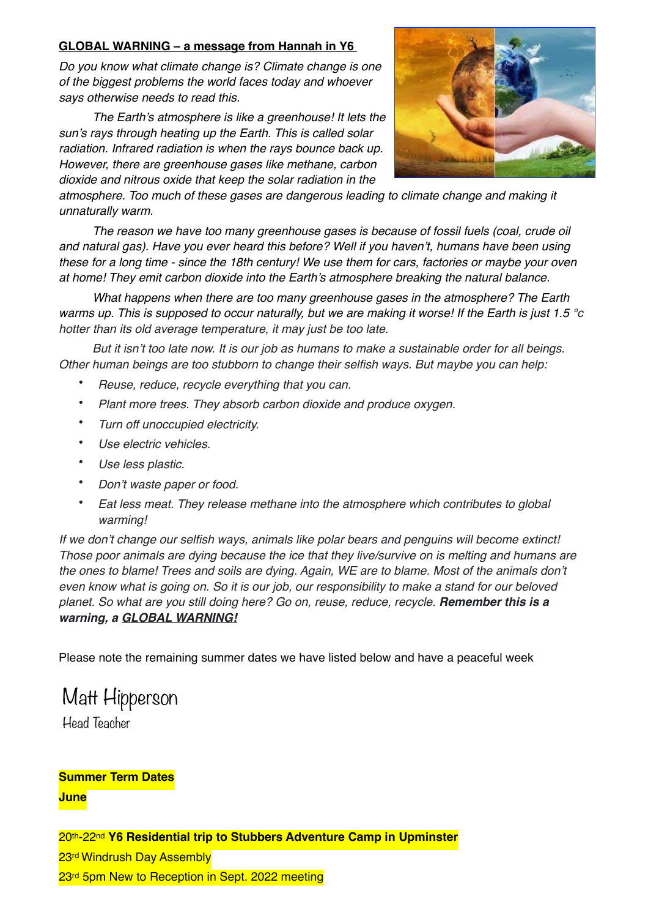**GLOBAL WARNING – a message from Hannah in Y6**

*Do you know what climate change is? Climate change is one of the biggest problems the world faces today and whoever says otherwise needs to read this.*

*The Earth's atmosphere is like a greenhouse! It lets the sun's rays through heating up the Earth. This is called solar radiation. Infrared radiation is when the rays bounce back up. However, there are greenhouse gases like methane, carbon dioxide and nitrous oxide that keep the solar radiation in the atmosphere. Too much of these gases are dangerous leading to climate change and making it unnaturally warm.*

*The reason we have too many greenhouse gases is because of fossil fuels (coal, crude oil and natural gas). Have you ever heard this before? Well if you haven't, humans have been using these for a long time - since the 18th century! We use them for cars, factories or maybe your oven at home! They emit carbon dioxide into the Earth's atmosphere breaking the natural balance.*

*What happens when there are too many greenhouse gases in the atmosphere? The Earth warms up. This is supposed to occur naturally, but we are making it worse! If the Earth is just 1.5 °c hotter than its old average temperature, it may just be too late.*

*But it isn't too late now. It is our job as humans to make a sustainable order for all beings. Other human beings are too stubborn to change their selfish ways. But maybe you can help:*

- *Reuse, reduce, recycle everything that you can.*
- *Plant more trees. They absorb carbon dioxide and produce oxygen.*
- *Turn off unoccupied electricity.*
- *Use electric vehicles.*
- *Use less plastic.*
- *Don't waste paper or food.*
- *Eat less meat. They release methane into the atmosphere which contributes to global warming!*

*If we don't change our selfish ways, animals like polar bears and penguins will become extinct! Those poor animals are dying because the ice that they live/survive on is melting and humans are the ones to blame! Trees and soils are dying. Again, WE are to blame. Most of the animals don't even know what is going on. So it is our job, our responsibility to make a stand for our beloved planet. So what are you still doing here? Go on, reuse, reduce, recycle.* ***Remember this is a warning, a GLOBAL WARNING!***

Please note the remaining summer dates we have listed below and have a peaceful week

Matt Hipperson
Head Teacher

**Summer Term Dates**

**June**

20th-22nd **Y6 Residential trip to Stubbers Adventure Camp in Upminster**

23rd Windrush Day Assembly

23rd 5pm New to Reception in Sept. 2022 meeting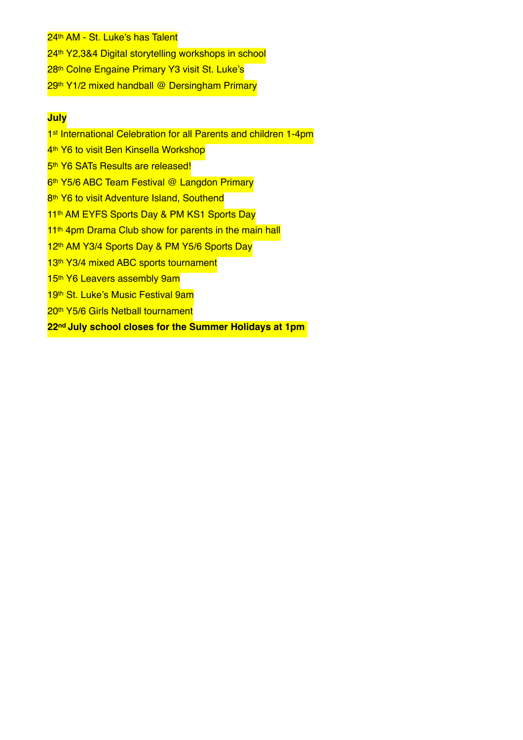24th AM - St. Luke's has Talent

24th Y2,3&4 Digital storytelling workshops in school

28th Colne Engaine Primary Y3 visit St. Luke's

29th Y1/2 mixed handball @ Dersingham Primary

**July**

1st International Celebration for all Parents and children 1-4pm

4th Y6 to visit Ben Kinsella Workshop

5th Y6 SATs Results are released!

6th Y5/6 ABC Team Festival @ Langdon Primary

8th Y6 to visit Adventure Island, Southend

11th AM EYFS Sports Day & PM KS1 Sports Day

11th 4pm Drama Club show for parents in the main hall

12th AM Y3/4 Sports Day & PM Y5/6 Sports Day

13th Y3/4 mixed ABC sports tournament

15th Y6 Leavers assembly 9am

19th St. Luke's Music Festival 9am

20th Y5/6 Girls Netball tournament

**22nd July school closes for the Summer Holidays at 1pm**